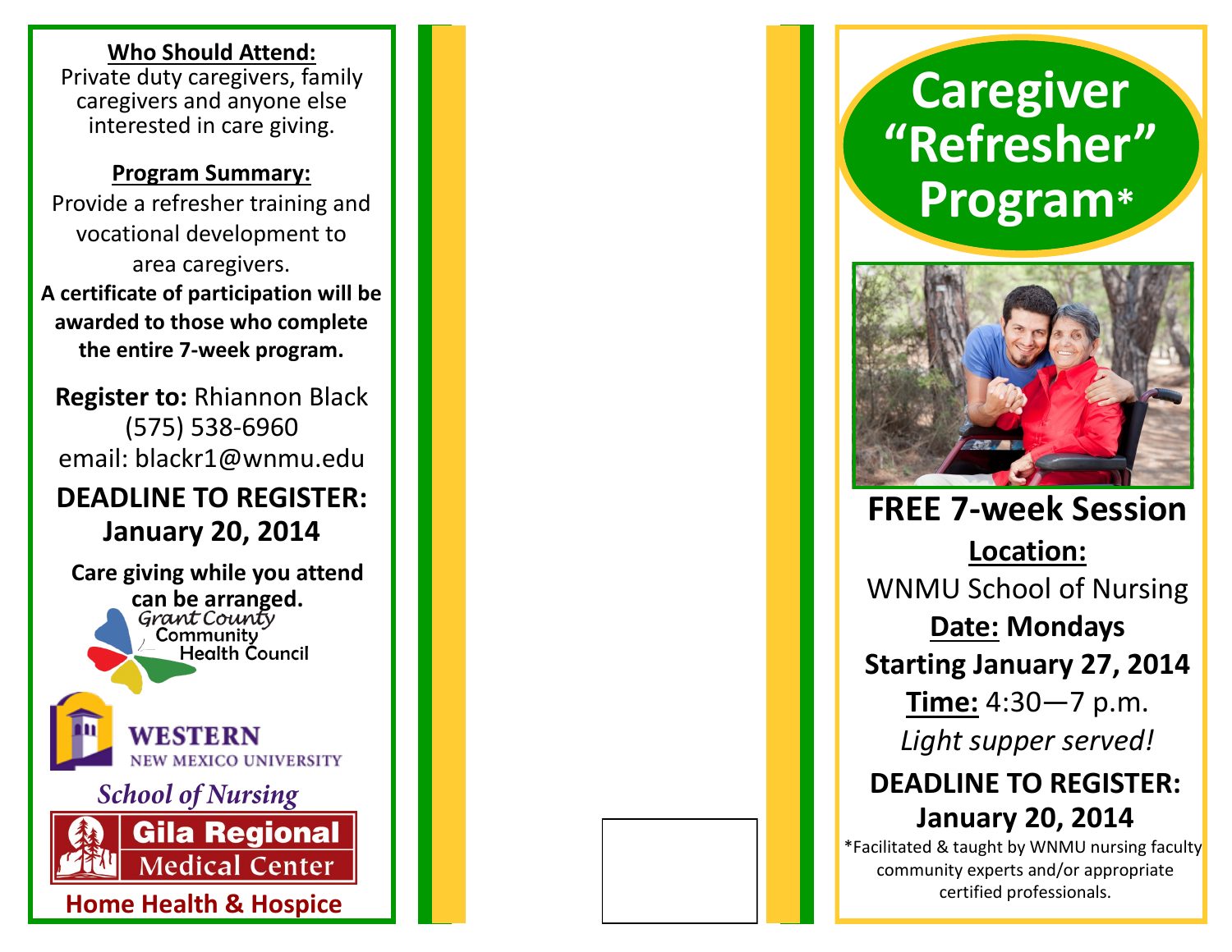**Who Should Attend:**
Private duty caregivers, family caregivers and anyone else interested in care giving.

**Program Summary:**
Provide a refresher training and vocational development to area caregivers.
**A certificate of participation will be awarded to those who complete the entire 7-week program.**

**Register to:** Rhiannon Black
(575) 538-6960
email: blackr1@wnmu.edu

**DEADLINE TO REGISTER: January 20, 2014**

**Care giving while you attend can be arranged.**

Grant County Community Health Council

WESTERN NEW MEXICO UNIVERSITY
*School of Nursing*

Gila Regional Medical Center
**Home Health & Hospice**

# Caregiver "Refresher" Program*

## FREE 7-week Session

**Location:**
WNMU School of Nursing

**Date: Mondays**
**Starting January 27, 2014**

**Time:** 4:30—7 p.m.

*Light supper served!*

**DEADLINE TO REGISTER: January 20, 2014**

*Facilitated & taught by WNMU nursing faculty community experts and/or appropriate certified professionals.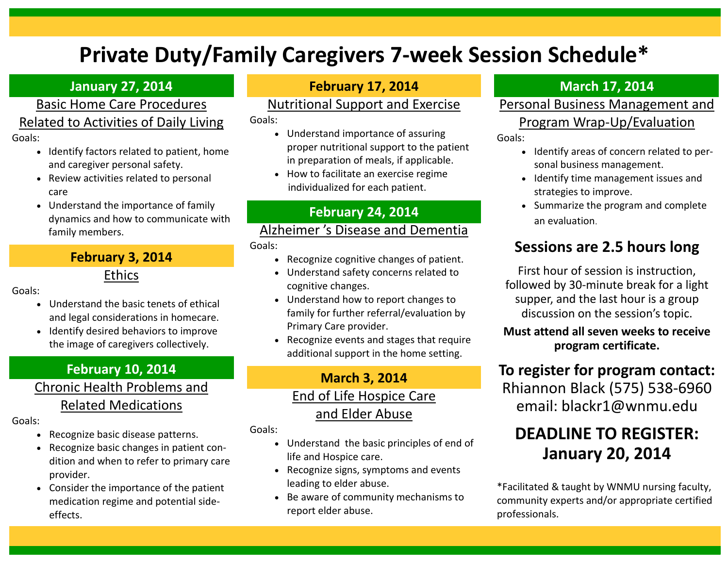# Private Duty/Family Caregivers 7-week Session Schedule*

## January 27, 2014

### Basic Home Care Procedures Related to Activities of Daily Living

Goals:

- Identify factors related to patient, home and caregiver personal safety.
- Review activities related to personal care
- Understand the importance of family dynamics and how to communicate with family members.

## February 3, 2014

### Ethics

Goals:

- Understand the basic tenets of ethical and legal considerations in homecare.
- Identify desired behaviors to improve the image of caregivers collectively.

## February 10, 2014

### Chronic Health Problems and Related Medications

Goals:

- Recognize basic disease patterns.
- Recognize basic changes in patient condition and when to refer to primary care provider.
- Consider the importance of the patient medication regime and potential side-effects.

## February 17, 2014

### Nutritional Support and Exercise

Goals:

- Understand importance of assuring proper nutritional support to the patient in preparation of meals, if applicable.
- How to facilitate an exercise regime individualized for each patient.

## February 24, 2014

### Alzheimer 's Disease and Dementia

Goals:

- Recognize cognitive changes of patient.
- Understand safety concerns related to cognitive changes.
- Understand how to report changes to family for further referral/evaluation by Primary Care provider.
- Recognize events and stages that require additional support in the home setting.

## March 3, 2014

### End of Life Hospice Care and Elder Abuse

Goals:

- Understand the basic principles of end of life and Hospice care.
- Recognize signs, symptoms and events leading to elder abuse.
- Be aware of community mechanisms to report elder abuse.

## March 17, 2014

### Personal Business Management and Program Wrap-Up/Evaluation

Goals:

- Identify areas of concern related to personal business management.
- Identify time management issues and strategies to improve.
- Summarize the program and complete an evaluation.

## Sessions are 2.5 hours long

First hour of session is instruction, followed by 30-minute break for a light supper, and the last hour is a group discussion on the session's topic.

**Must attend all seven weeks to receive program certificate.**

**To register for program contact:**
Rhiannon Black (575) 538-6960
email: blackr1@wnmu.edu

## DEADLINE TO REGISTER: January 20, 2014

*Facilitated & taught by WNMU nursing faculty, community experts and/or appropriate certified professionals.